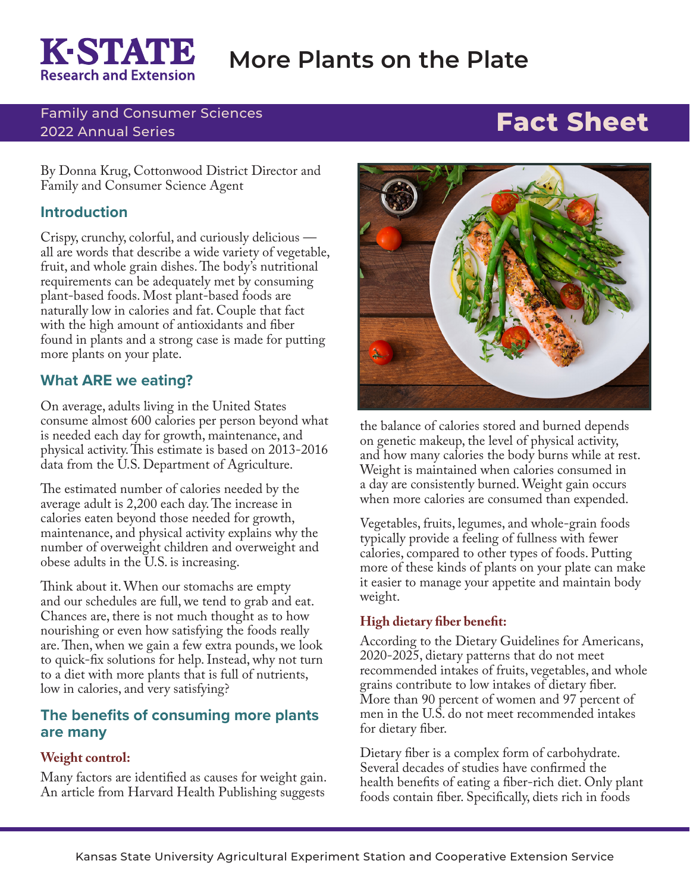# More Plants on the Plate

K·STATE Research and Extension

Family and Consumer Sciences
2022 Annual Series

**Fact Sheet**

By Donna Krug, Cottonwood District Director and Family and Consumer Science Agent

## Introduction

Crispy, crunchy, colorful, and curiously delicious — all are words that describe a wide variety of vegetable, fruit, and whole grain dishes. The body's nutritional requirements can be adequately met by consuming plant-based foods. Most plant-based foods are naturally low in calories and fat. Couple that fact with the high amount of antioxidants and fiber found in plants and a strong case is made for putting more plants on your plate.

## What ARE we eating?

On average, adults living in the United States consume almost 600 calories per person beyond what is needed each day for growth, maintenance, and physical activity. This estimate is based on 2013-2016 data from the U.S. Department of Agriculture.

The estimated number of calories needed by the average adult is 2,200 each day. The increase in calories eaten beyond those needed for growth, maintenance, and physical activity explains why the number of overweight children and overweight and obese adults in the U.S. is increasing.

Think about it. When our stomachs are empty and our schedules are full, we tend to grab and eat. Chances are, there is not much thought as to how nourishing or even how satisfying the foods really are. Then, when we gain a few extra pounds, we look to quick-fix solutions for help. Instead, why not turn to a diet with more plants that is full of nutrients, low in calories, and very satisfying?

## The benefits of consuming more plants are many

### Weight control:

Many factors are identified as causes for weight gain. An article from Harvard Health Publishing suggests the balance of calories stored and burned depends on genetic makeup, the level of physical activity, and how many calories the body burns while at rest. Weight is maintained when calories consumed in a day are consistently burned. Weight gain occurs when more calories are consumed than expended.

Vegetables, fruits, legumes, and whole-grain foods typically provide a feeling of fullness with fewer calories, compared to other types of foods. Putting more of these kinds of plants on your plate can make it easier to manage your appetite and maintain body weight.

### High dietary fiber benefit:

According to the Dietary Guidelines for Americans, 2020-2025, dietary patterns that do not meet recommended intakes of fruits, vegetables, and whole grains contribute to low intakes of dietary fiber. More than 90 percent of women and 97 percent of men in the U.S. do not meet recommended intakes for dietary fiber.

Dietary fiber is a complex form of carbohydrate. Several decades of studies have confirmed the health benefits of eating a fiber-rich diet. Only plant foods contain fiber. Specifically, diets rich in foods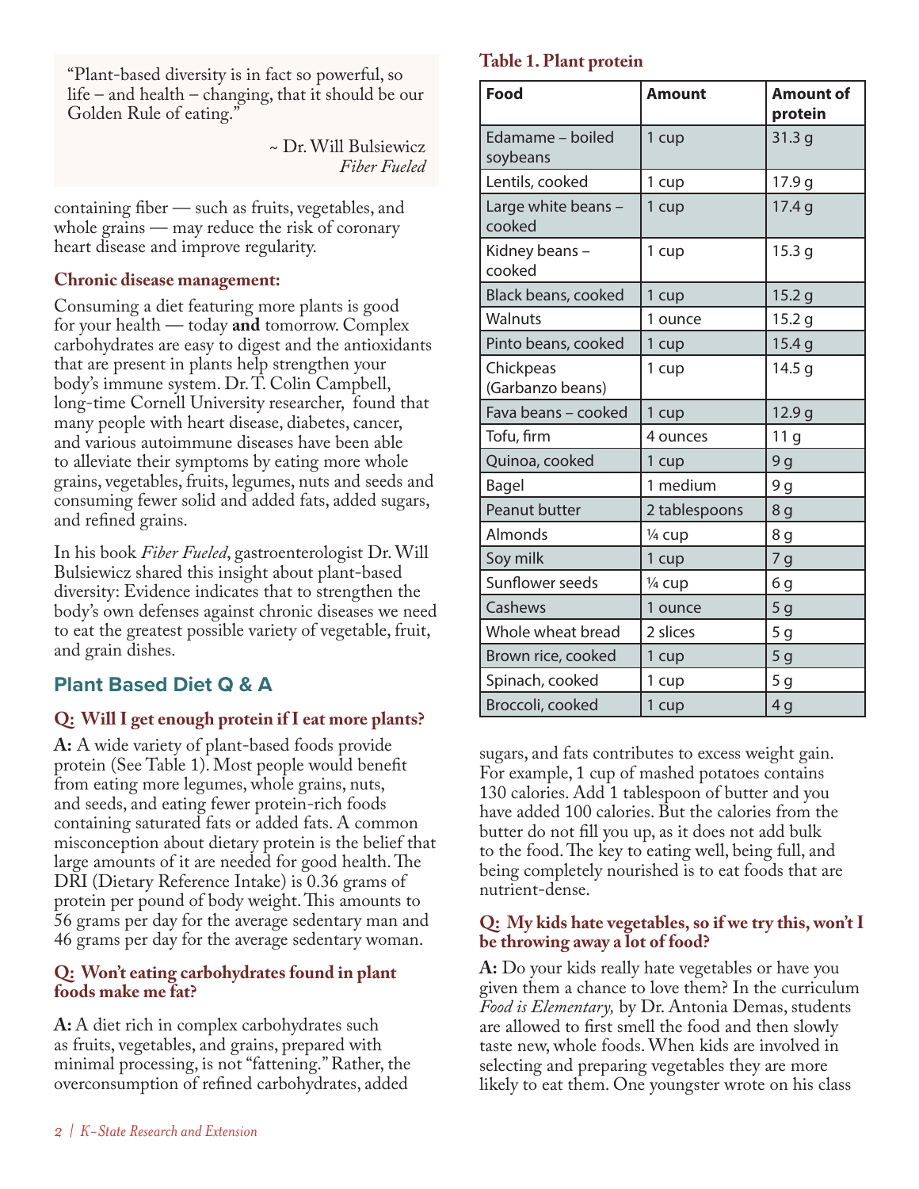> "Plant-based diversity is in fact so powerful, so life – and health – changing, that it should be our Golden Rule of eating."
>
> ~ Dr. Will Bulsiewicz
> *Fiber Fueled*

containing fiber — such as fruits, vegetables, and whole grains — may reduce the risk of coronary heart disease and improve regularity.

### Chronic disease management:

Consuming a diet featuring more plants is good for your health — today **and** tomorrow. Complex carbohydrates are easy to digest and the antioxidants that are present in plants help strengthen your body's immune system. Dr. T. Colin Campbell, long-time Cornell University researcher, found that many people with heart disease, diabetes, cancer, and various autoimmune diseases have been able to alleviate their symptoms by eating more whole grains, vegetables, fruits, legumes, nuts and seeds and consuming fewer solid and added fats, added sugars, and refined grains.

In his book *Fiber Fueled*, gastroenterologist Dr. Will Bulsiewicz shared this insight about plant-based diversity: Evidence indicates that to strengthen the body's own defenses against chronic diseases we need to eat the greatest possible variety of vegetable, fruit, and grain dishes.

## Plant Based Diet Q & A

### Q: Will I get enough protein if I eat more plants?

**A:** A wide variety of plant-based foods provide protein (See Table 1). Most people would benefit from eating more legumes, whole grains, nuts, and seeds, and eating fewer protein-rich foods containing saturated fats or added fats. A common misconception about dietary protein is the belief that large amounts of it are needed for good health. The DRI (Dietary Reference Intake) is 0.36 grams of protein per pound of body weight. This amounts to 56 grams per day for the average sedentary man and 46 grams per day for the average sedentary woman.

### Q: Won't eating carbohydrates found in plant foods make me fat?

**A:** A diet rich in complex carbohydrates such as fruits, vegetables, and grains, prepared with minimal processing, is not "fattening." Rather, the overconsumption of refined carbohydrates, added sugars, and fats contributes to excess weight gain. For example, 1 cup of mashed potatoes contains 130 calories. Add 1 tablespoon of butter and you have added 100 calories. But the calories from the butter do not fill you up, as it does not add bulk to the food. The key to eating well, being full, and being completely nourished is to eat foods that are nutrient-dense.

**Table 1. Plant protein**

| Food | Amount | Amount of protein |
|---|---|---|
| Edamame – boiled soybeans | 1 cup | 31.3 g |
| Lentils, cooked | 1 cup | 17.9 g |
| Large white beans – cooked | 1 cup | 17.4 g |
| Kidney beans – cooked | 1 cup | 15.3 g |
| Black beans, cooked | 1 cup | 15.2 g |
| Walnuts | 1 ounce | 15.2 g |
| Pinto beans, cooked | 1 cup | 15.4 g |
| Chickpeas (Garbanzo beans) | 1 cup | 14.5 g |
| Fava beans – cooked | 1 cup | 12.9 g |
| Tofu, firm | 4 ounces | 11 g |
| Quinoa, cooked | 1 cup | 9 g |
| Bagel | 1 medium | 9 g |
| Peanut butter | 2 tablespoons | 8 g |
| Almonds | ¼ cup | 8 g |
| Soy milk | 1 cup | 7 g |
| Sunflower seeds | ¼ cup | 6 g |
| Cashews | 1 ounce | 5 g |
| Whole wheat bread | 2 slices | 5 g |
| Brown rice, cooked | 1 cup | 5 g |
| Spinach, cooked | 1 cup | 5 g |
| Broccoli, cooked | 1 cup | 4 g |

### Q: My kids hate vegetables, so if we try this, won't I be throwing away a lot of food?

**A:** Do your kids really hate vegetables or have you given them a chance to love them? In the curriculum *Food is Elementary,* by Dr. Antonia Demas, students are allowed to first smell the food and then slowly taste new, whole foods. When kids are involved in selecting and preparing vegetables they are more likely to eat them. One youngster wrote on his class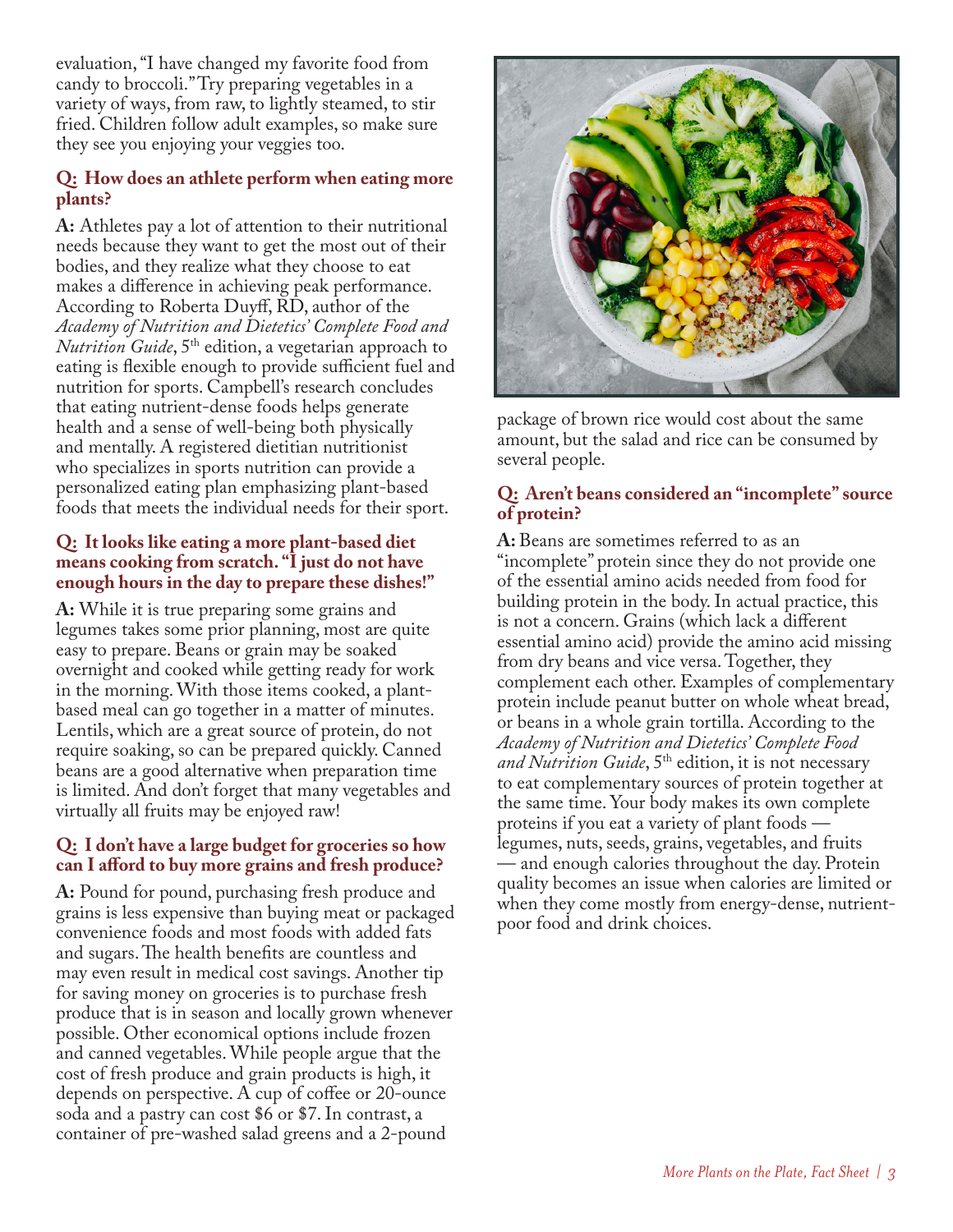evaluation, "I have changed my favorite food from candy to broccoli." Try preparing vegetables in a variety of ways, from raw, to lightly steamed, to stir fried. Children follow adult examples, so make sure they see you enjoying your veggies too.

**Q: How does an athlete perform when eating more plants?**

**A:** Athletes pay a lot of attention to their nutritional needs because they want to get the most out of their bodies, and they realize what they choose to eat makes a difference in achieving peak performance. According to Roberta Duyff, RD, author of the *Academy of Nutrition and Dietetics' Complete Food and Nutrition Guide*, 5th edition, a vegetarian approach to eating is flexible enough to provide sufficient fuel and nutrition for sports. Campbell's research concludes that eating nutrient-dense foods helps generate health and a sense of well-being both physically and mentally. A registered dietitian nutritionist who specializes in sports nutrition can provide a personalized eating plan emphasizing plant-based foods that meets the individual needs for their sport.

**Q: It looks like eating a more plant-based diet means cooking from scratch. "I just do not have enough hours in the day to prepare these dishes!"**

**A:** While it is true preparing some grains and legumes takes some prior planning, most are quite easy to prepare. Beans or grain may be soaked overnight and cooked while getting ready for work in the morning. With those items cooked, a plant-based meal can go together in a matter of minutes. Lentils, which are a great source of protein, do not require soaking, so can be prepared quickly. Canned beans are a good alternative when preparation time is limited. And don't forget that many vegetables and virtually all fruits may be enjoyed raw!

**Q: I don't have a large budget for groceries so how can I afford to buy more grains and fresh produce?**

**A:** Pound for pound, purchasing fresh produce and grains is less expensive than buying meat or packaged convenience foods and most foods with added fats and sugars. The health benefits are countless and may even result in medical cost savings. Another tip for saving money on groceries is to purchase fresh produce that is in season and locally grown whenever possible. Other economical options include frozen and canned vegetables. While people argue that the cost of fresh produce and grain products is high, it depends on perspective. A cup of coffee or 20-ounce soda and a pastry can cost $6 or $7. In contrast, a container of pre-washed salad greens and a 2-pound package of brown rice would cost about the same amount, but the salad and rice can be consumed by several people.

**Q: Aren't beans considered an "incomplete" source of protein?**

**A:** Beans are sometimes referred to as an "incomplete" protein since they do not provide one of the essential amino acids needed from food for building protein in the body. In actual practice, this is not a concern. Grains (which lack a different essential amino acid) provide the amino acid missing from dry beans and vice versa. Together, they complement each other. Examples of complementary protein include peanut butter on whole wheat bread, or beans in a whole grain tortilla. According to the *Academy of Nutrition and Dietetics' Complete Food and Nutrition Guide*, 5th edition, it is not necessary to eat complementary sources of protein together at the same time. Your body makes its own complete proteins if you eat a variety of plant foods — legumes, nuts, seeds, grains, vegetables, and fruits — and enough calories throughout the day. Protein quality becomes an issue when calories are limited or when they come mostly from energy-dense, nutrient-poor food and drink choices.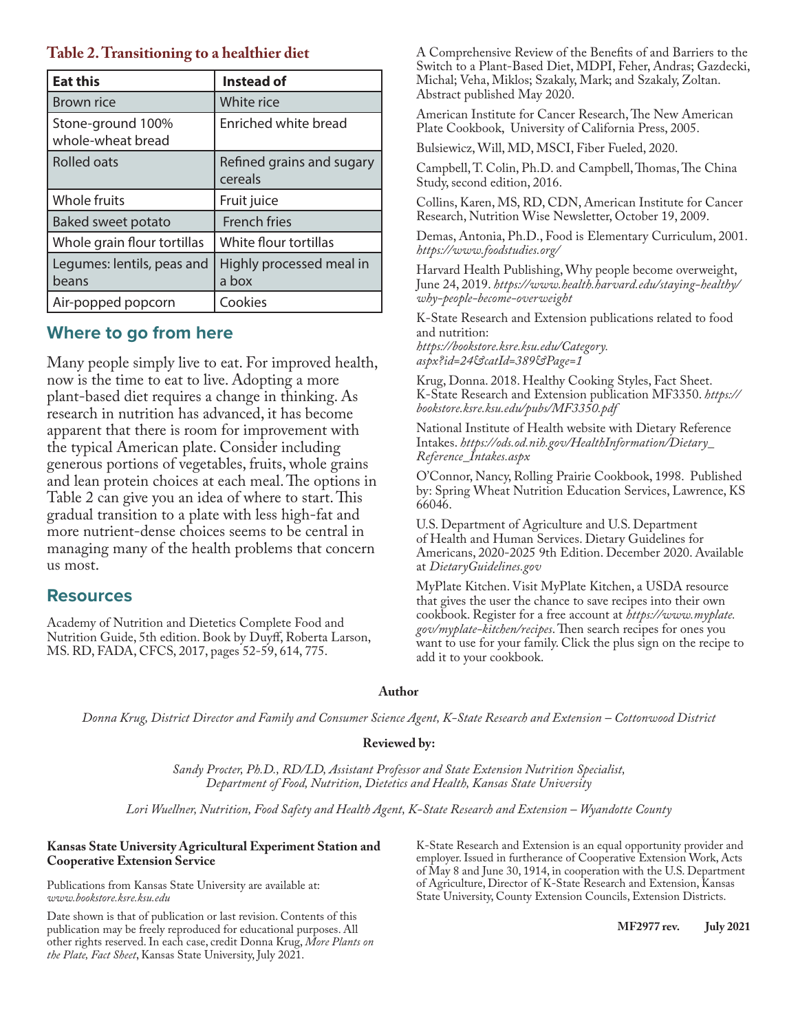**Table 2. Transitioning to a healthier diet**

| Eat this | Instead of |
|---|---|
| Brown rice | White rice |
| Stone-ground 100% whole-wheat bread | Enriched white bread |
| Rolled oats | Refined grains and sugary cereals |
| Whole fruits | Fruit juice |
| Baked sweet potato | French fries |
| Whole grain flour tortillas | White flour tortillas |
| Legumes: lentils, peas and beans | Highly processed meal in a box |
| Air-popped popcorn | Cookies |

## Where to go from here

Many people simply live to eat. For improved health, now is the time to eat to live. Adopting a more plant-based diet requires a change in thinking. As research in nutrition has advanced, it has become apparent that there is room for improvement with the typical American plate. Consider including generous portions of vegetables, fruits, whole grains and lean protein choices at each meal. The options in Table 2 can give you an idea of where to start. This gradual transition to a plate with less high-fat and more nutrient-dense choices seems to be central in managing many of the health problems that concern us most.

## Resources

Academy of Nutrition and Dietetics Complete Food and Nutrition Guide, 5th edition. Book by Duyff, Roberta Larson, MS. RD, FADA, CFCS, 2017, pages 52-59, 614, 775.

A Comprehensive Review of the Benefits of and Barriers to the Switch to a Plant-Based Diet, MDPI, Feher, Andras; Gazdecki, Michal; Veha, Miklos; Szakaly, Mark; and Szakaly, Zoltan. Abstract published May 2020.

American Institute for Cancer Research, The New American Plate Cookbook, University of California Press, 2005.

Bulsiewicz, Will, MD, MSCI, Fiber Fueled, 2020.

Campbell, T. Colin, Ph.D. and Campbell, Thomas, The China Study, second edition, 2016.

Collins, Karen, MS, RD, CDN, American Institute for Cancer Research, Nutrition Wise Newsletter, October 19, 2009.

Demas, Antonia, Ph.D., Food is Elementary Curriculum, 2001. *https://www.foodstudies.org/*

Harvard Health Publishing, Why people become overweight, June 24, 2019. *https://www.health.harvard.edu/staying-healthy/why-people-become-overweight*

K-State Research and Extension publications related to food and nutrition: *https://bookstore.ksre.ksu.edu/Category.aspx?id=24&catId=389&Page=1*

Krug, Donna. 2018. Healthy Cooking Styles, Fact Sheet. K-State Research and Extension publication MF3350. *https://bookstore.ksre.ksu.edu/pubs/MF3350.pdf*

National Institute of Health website with Dietary Reference Intakes. *https://ods.od.nih.gov/HealthInformation/Dietary_Reference_Intakes.aspx*

O'Connor, Nancy, Rolling Prairie Cookbook, 1998. Published by: Spring Wheat Nutrition Education Services, Lawrence, KS 66046.

U.S. Department of Agriculture and U.S. Department of Health and Human Services. Dietary Guidelines for Americans, 2020-2025 9th Edition. December 2020. Available at *DietaryGuidelines.gov*

MyPlate Kitchen. Visit MyPlate Kitchen, a USDA resource that gives the user the chance to save recipes into their own cookbook. Register for a free account at *https://www.myplate.gov/myplate-kitchen/recipes*. Then search recipes for ones you want to use for your family. Click the plus sign on the recipe to add it to your cookbook.

**Author**

*Donna Krug, District Director and Family and Consumer Science Agent, K-State Research and Extension – Cottonwood District*

**Reviewed by:**

*Sandy Procter, Ph.D., RD/LD, Assistant Professor and State Extension Nutrition Specialist, Department of Food, Nutrition, Dietetics and Health, Kansas State University*

*Lori Wuellner, Nutrition, Food Safety and Health Agent, K-State Research and Extension – Wyandotte County*

**Kansas State University Agricultural Experiment Station and Cooperative Extension Service**

Publications from Kansas State University are available at: *www.bookstore.ksre.ksu.edu*

Date shown is that of publication or last revision. Contents of this publication may be freely reproduced for educational purposes. All other rights reserved. In each case, credit Donna Krug, *More Plants on the Plate, Fact Sheet*, Kansas State University, July 2021.

K-State Research and Extension is an equal opportunity provider and employer. Issued in furtherance of Cooperative Extension Work, Acts of May 8 and June 30, 1914, in cooperation with the U.S. Department of Agriculture, Director of K-State Research and Extension, Kansas State University, County Extension Councils, Extension Districts.

**MF2977 rev. July 2021**